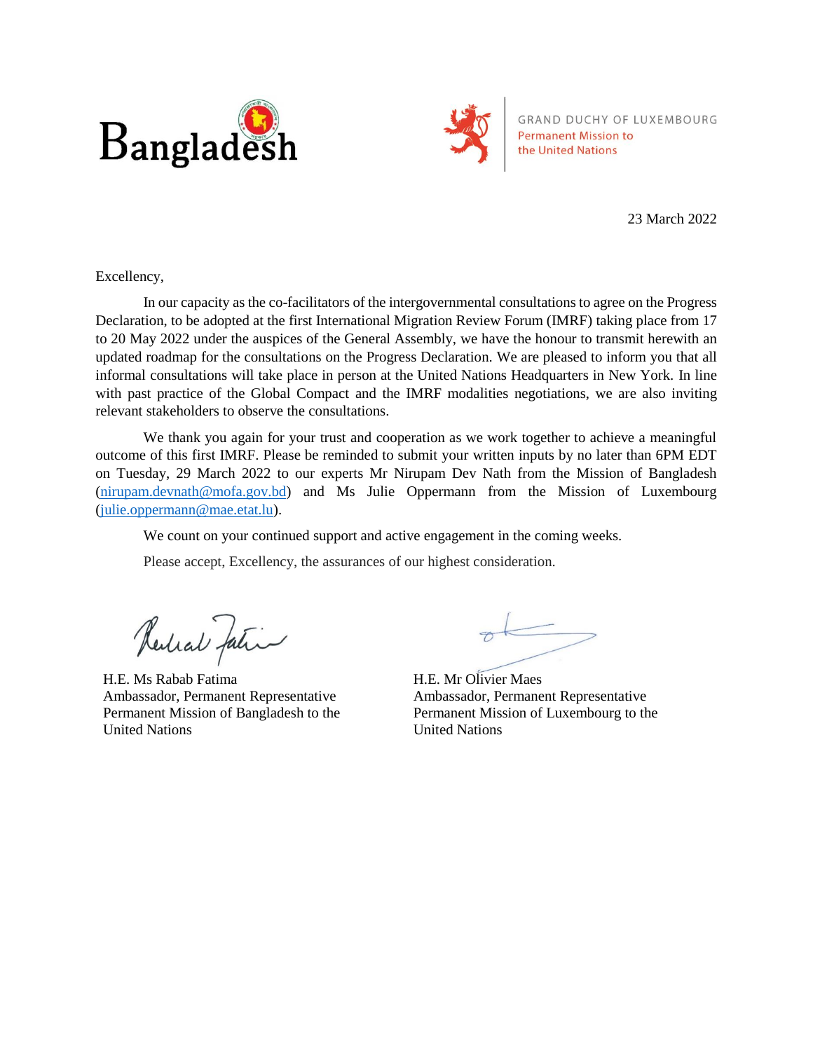Bangladesh

GRAND DUCHY OF LUXEMBOURG
Permanent Mission to
the United Nations

23 March 2022

Excellency,

In our capacity as the co-facilitators of the intergovernmental consultations to agree on the Progress Declaration, to be adopted at the first International Migration Review Forum (IMRF) taking place from 17 to 20 May 2022 under the auspices of the General Assembly, we have the honour to transmit herewith an updated roadmap for the consultations on the Progress Declaration. We are pleased to inform you that all informal consultations will take place in person at the United Nations Headquarters in New York. In line with past practice of the Global Compact and the IMRF modalities negotiations, we are also inviting relevant stakeholders to observe the consultations.

We thank you again for your trust and cooperation as we work together to achieve a meaningful outcome of this first IMRF. Please be reminded to submit your written inputs by no later than 6PM EDT on Tuesday, 29 March 2022 to our experts Mr Nirupam Dev Nath from the Mission of Bangladesh (nirupam.devnath@mofa.gov.bd) and Ms Julie Oppermann from the Mission of Luxembourg (julie.oppermann@mae.etat.lu).

We count on your continued support and active engagement in the coming weeks.

Please accept, Excellency, the assurances of our highest consideration.

H.E. Ms Rabab Fatima
Ambassador, Permanent Representative
Permanent Mission of Bangladesh to the
United Nations

H.E. Mr Olivier Maes
Ambassador, Permanent Representative
Permanent Mission of Luxembourg to the
United Nations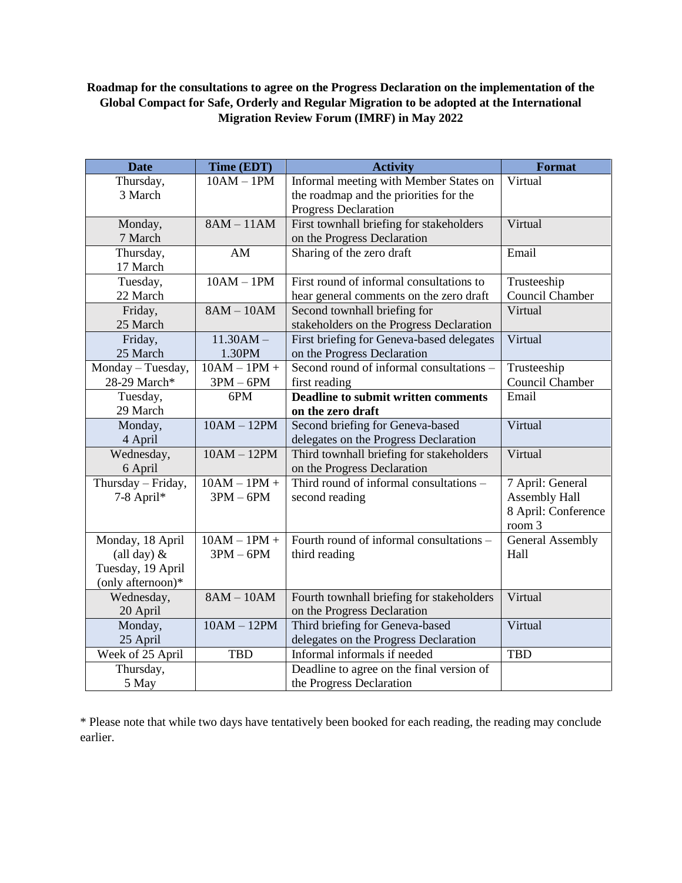**Roadmap for the consultations to agree on the Progress Declaration on the implementation of the Global Compact for Safe, Orderly and Regular Migration to be adopted at the International Migration Review Forum (IMRF) in May 2022**

| Date | Time (EDT) | Activity | Format |
|---|---|---|---|
| Thursday, 3 March | 10AM – 1PM | Informal meeting with Member States on the roadmap and the priorities for the Progress Declaration | Virtual |
| Monday, 7 March | 8AM – 11AM | First townhall briefing for stakeholders on the Progress Declaration | Virtual |
| Thursday, 17 March | AM | Sharing of the zero draft | Email |
| Tuesday, 22 March | 10AM – 1PM | First round of informal consultations to hear general comments on the zero draft | Trusteeship Council Chamber |
| Friday, 25 March | 8AM – 10AM | Second townhall briefing for stakeholders on the Progress Declaration | Virtual |
| Friday, 25 March | 11.30AM – 1.30PM | First briefing for Geneva-based delegates on the Progress Declaration | Virtual |
| Monday – Tuesday, 28-29 March* | 10AM – 1PM + 3PM – 6PM | Second round of informal consultations – first reading | Trusteeship Council Chamber |
| Tuesday, 29 March | 6PM | **Deadline to submit written comments on the zero draft** | Email |
| Monday, 4 April | 10AM – 12PM | Second briefing for Geneva-based delegates on the Progress Declaration | Virtual |
| Wednesday, 6 April | 10AM – 12PM | Third townhall briefing for stakeholders on the Progress Declaration | Virtual |
| Thursday – Friday, 7-8 April* | 10AM – 1PM + 3PM – 6PM | Third round of informal consultations – second reading | 7 April: General Assembly Hall 8 April: Conference room 3 |
| Monday, 18 April (all day) & Tuesday, 19 April (only afternoon)* | 10AM – 1PM + 3PM – 6PM | Fourth round of informal consultations – third reading | General Assembly Hall |
| Wednesday, 20 April | 8AM – 10AM | Fourth townhall briefing for stakeholders on the Progress Declaration | Virtual |
| Monday, 25 April | 10AM – 12PM | Third briefing for Geneva-based delegates on the Progress Declaration | Virtual |
| Week of 25 April | TBD | Informal informals if needed | TBD |
| Thursday, 5 May | | Deadline to agree on the final version of the Progress Declaration | |

* Please note that while two days have tentatively been booked for each reading, the reading may conclude earlier.